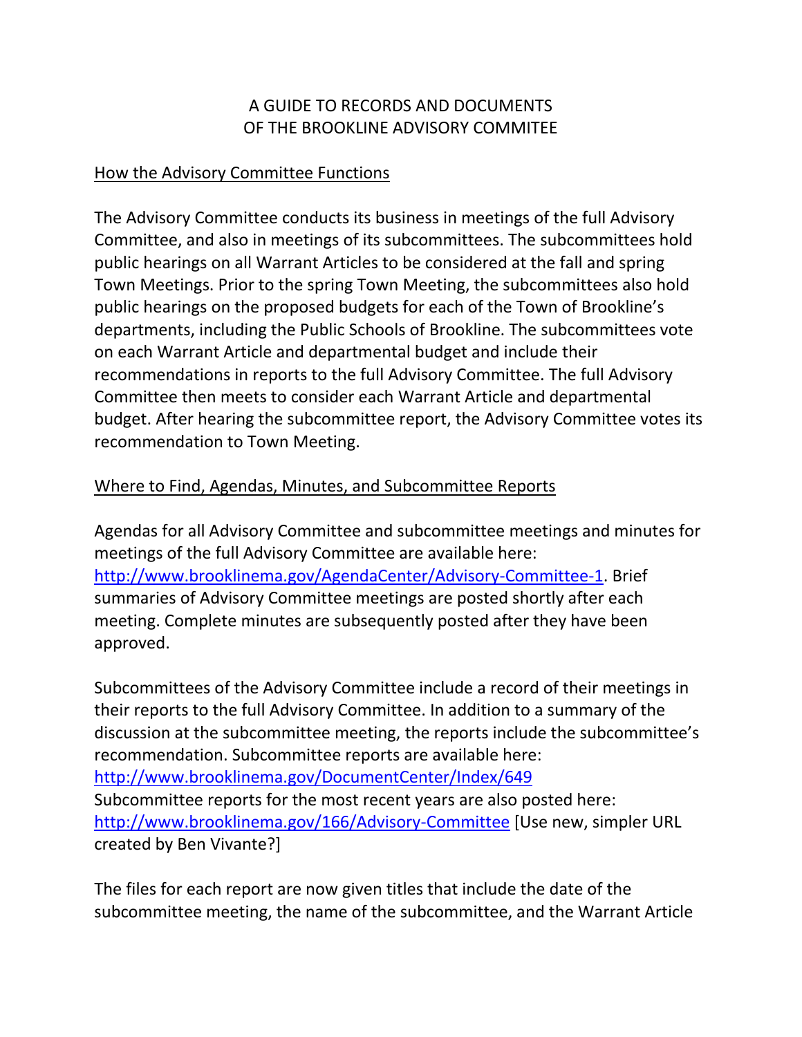# A GUIDE TO RECORDS AND DOCUMENTS OF THE BROOKLINE ADVISORY COMMITEE

## How the Advisory Committee Functions

The Advisory Committee conducts its business in meetings of the full Advisory Committee, and also in meetings of its subcommittees. The subcommittees hold public hearings on all Warrant Articles to be considered at the fall and spring Town Meetings. Prior to the spring Town Meeting, the subcommittees also hold public hearings on the proposed budgets for each of the Town of Brookline's departments, including the Public Schools of Brookline. The subcommittees vote on each Warrant Article and departmental budget and include their recommendations in reports to the full Advisory Committee. The full Advisory Committee then meets to consider each Warrant Article and departmental budget. After hearing the subcommittee report, the Advisory Committee votes its recommendation to Town Meeting.

## Where to Find, Agendas, Minutes, and Subcommittee Reports

Agendas for all Advisory Committee and subcommittee meetings and minutes for meetings of the full Advisory Committee are available here: [http://www.brooklinema.gov/AgendaCenter/Advisory-Committee-1](http://www.brooklinema.gov/AgendaCenter/Advisory-Committee-1). Brief summaries of Advisory Committee meetings are posted shortly after each meeting. Complete minutes are subsequently posted after they have been approved.

Subcommittees of the Advisory Committee include a record of their meetings in their reports to the full Advisory Committee. In addition to a summary of the discussion at the subcommittee meeting, the reports include the subcommittee's recommendation. Subcommittee reports are available here: [http://www.brooklinema.gov/DocumentCenter/Index/649](http://www.brooklinema.gov/DocumentCenter/Index/649)
Subcommittee reports for the most recent years are also posted here: [http://www.brooklinema.gov/166/Advisory-Committee](http://www.brooklinema.gov/166/Advisory-Committee) [Use new, simpler URL created by Ben Vivante?]

The files for each report are now given titles that include the date of the subcommittee meeting, the name of the subcommittee, and the Warrant Article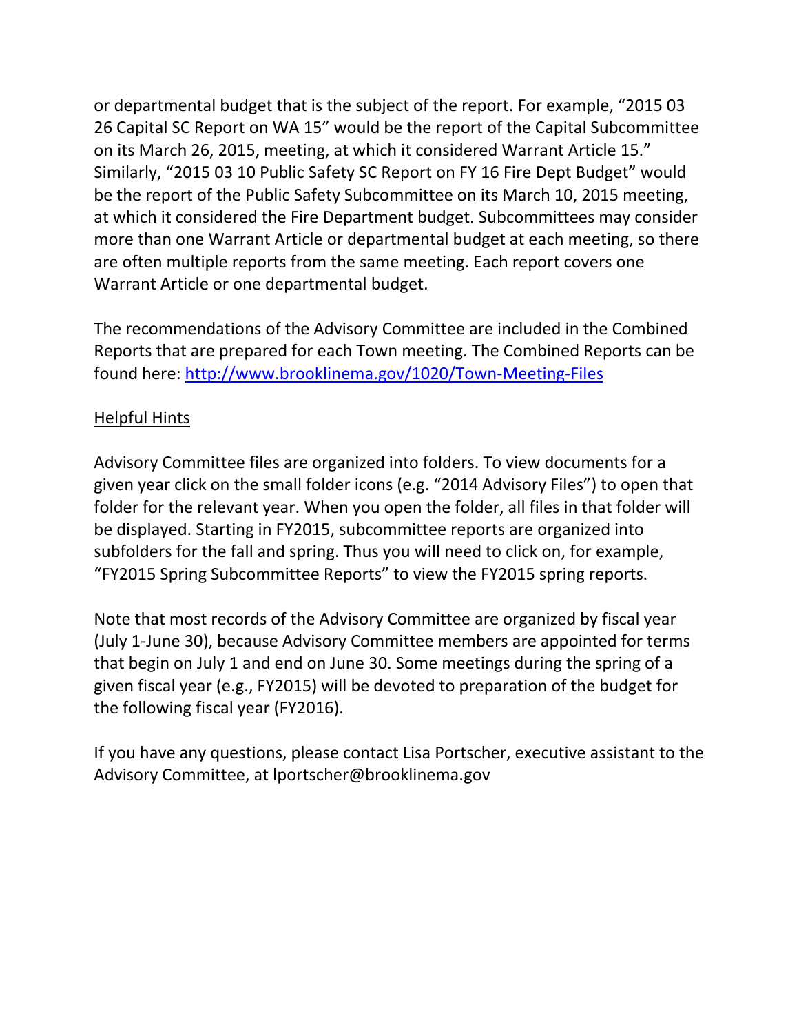or departmental budget that is the subject of the report. For example, "2015 03 26 Capital SC Report on WA 15" would be the report of the Capital Subcommittee on its March 26, 2015, meeting, at which it considered Warrant Article 15." Similarly, "2015 03 10 Public Safety SC Report on FY 16 Fire Dept Budget" would be the report of the Public Safety Subcommittee on its March 10, 2015 meeting, at which it considered the Fire Department budget. Subcommittees may consider more than one Warrant Article or departmental budget at each meeting, so there are often multiple reports from the same meeting. Each report covers one Warrant Article or one departmental budget.

The recommendations of the Advisory Committee are included in the Combined Reports that are prepared for each Town meeting. The Combined Reports can be found here: [http://www.brooklinema.gov/1020/Town-Meeting-Files](http://www.brooklinema.gov/1020/Town-Meeting-Files)

<u>Helpful Hints</u>

Advisory Committee files are organized into folders. To view documents for a given year click on the small folder icons (e.g. "2014 Advisory Files") to open that folder for the relevant year. When you open the folder, all files in that folder will be displayed. Starting in FY2015, subcommittee reports are organized into subfolders for the fall and spring. Thus you will need to click on, for example, "FY2015 Spring Subcommittee Reports" to view the FY2015 spring reports.

Note that most records of the Advisory Committee are organized by fiscal year (July 1-June 30), because Advisory Committee members are appointed for terms that begin on July 1 and end on June 30. Some meetings during the spring of a given fiscal year (e.g., FY2015) will be devoted to preparation of the budget for the following fiscal year (FY2016).

If you have any questions, please contact Lisa Portscher, executive assistant to the Advisory Committee, at lportscher@brooklinema.gov